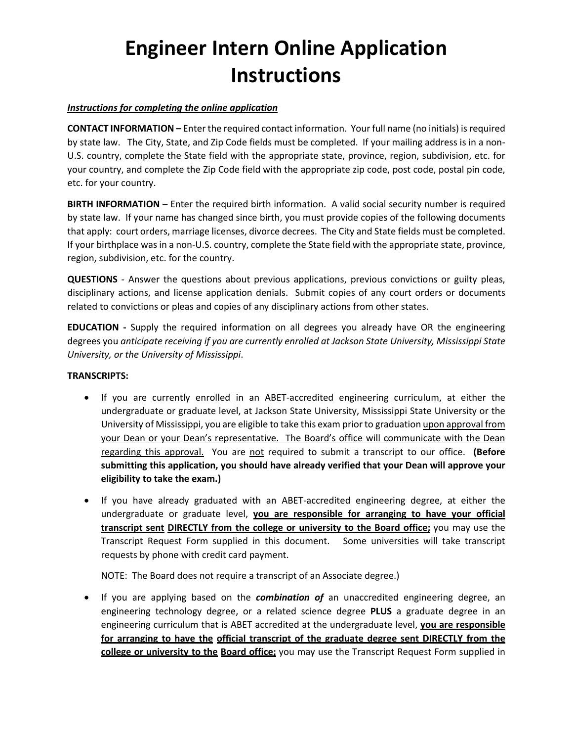# Engineer Intern Online Application Instructions

***Instructions for completing the online application***

**CONTACT INFORMATION –** Enter the required contact information. Your full name (no initials) is required by state law. The City, State, and Zip Code fields must be completed. If your mailing address is in a non-U.S. country, complete the State field with the appropriate state, province, region, subdivision, etc. for your country, and complete the Zip Code field with the appropriate zip code, post code, postal pin code, etc. for your country.

**BIRTH INFORMATION** – Enter the required birth information. A valid social security number is required by state law. If your name has changed since birth, you must provide copies of the following documents that apply: court orders, marriage licenses, divorce decrees. The City and State fields must be completed. If your birthplace was in a non-U.S. country, complete the State field with the appropriate state, province, region, subdivision, etc. for the country.

**QUESTIONS** - Answer the questions about previous applications, previous convictions or guilty pleas, disciplinary actions, and license application denials. Submit copies of any court orders or documents related to convictions or pleas and copies of any disciplinary actions from other states.

**EDUCATION -** Supply the required information on all degrees you already have OR the engineering degrees you *anticipate receiving if you are currently enrolled at Jackson State University, Mississippi State University, or the University of Mississippi*.

**TRANSCRIPTS:**

- If you are currently enrolled in an ABET-accredited engineering curriculum, at either the undergraduate or graduate level, at Jackson State University, Mississippi State University or the University of Mississippi, you are eligible to take this exam prior to graduation upon approval from your Dean or your Dean's representative. The Board's office will communicate with the Dean regarding this approval. You are not required to submit a transcript to our office. **(Before submitting this application, you should have already verified that your Dean will approve your eligibility to take the exam.)**

- If you have already graduated with an ABET-accredited engineering degree, at either the undergraduate or graduate level, **you are responsible for arranging to have your official transcript sent DIRECTLY from the college or university to the Board office;** you may use the Transcript Request Form supplied in this document. Some universities will take transcript requests by phone with credit card payment.

  NOTE: The Board does not require a transcript of an Associate degree.)

- If you are applying based on the ***combination of*** an unaccredited engineering degree, an engineering technology degree, or a related science degree **PLUS** a graduate degree in an engineering curriculum that is ABET accredited at the undergraduate level, **you are responsible for arranging to have the official transcript of the graduate degree sent DIRECTLY from the college or university to the Board office;** you may use the Transcript Request Form supplied in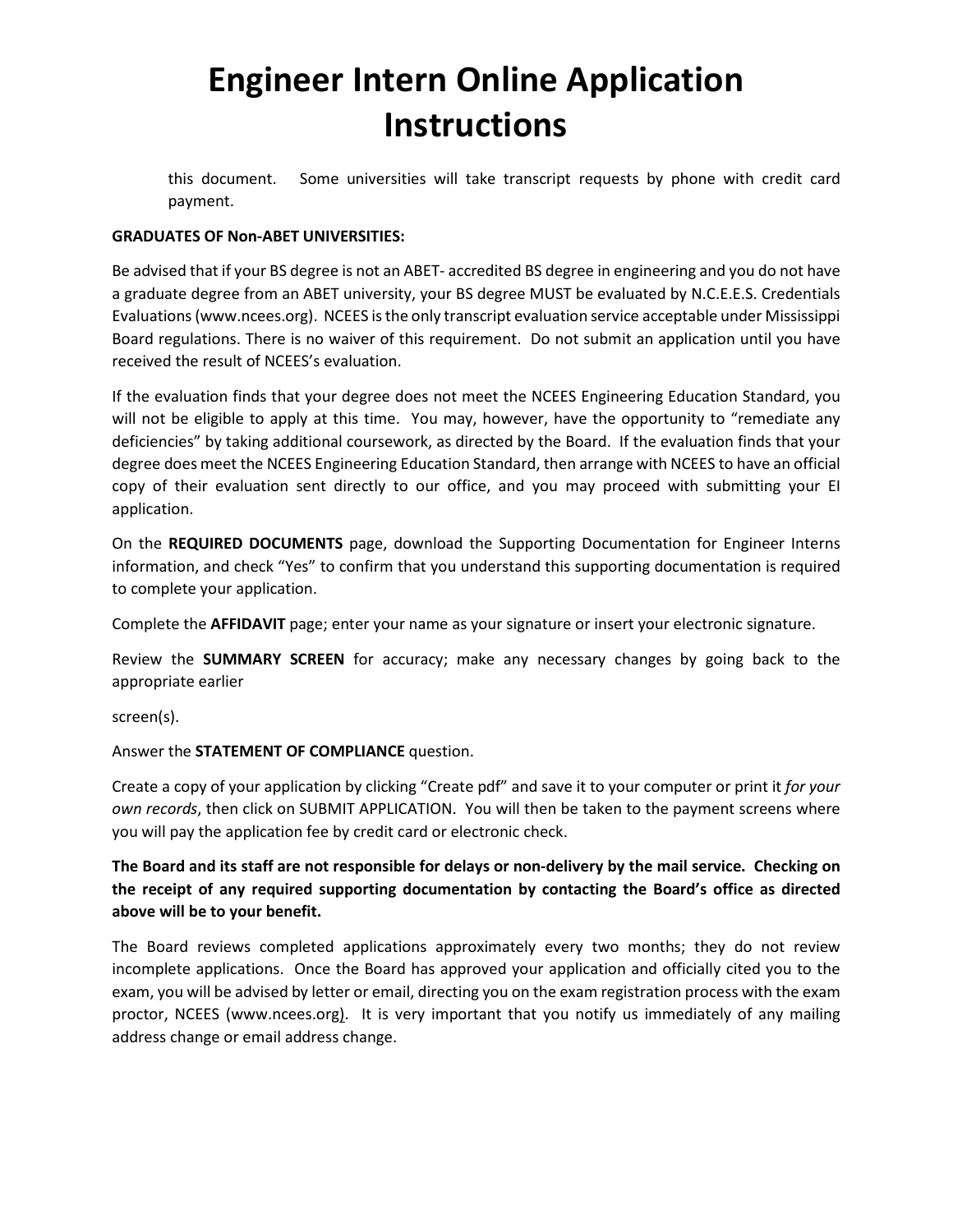this document. Some universities will take transcript requests by phone with credit card payment.

**GRADUATES OF Non-ABET UNIVERSITIES:**

Be advised that if your BS degree is not an ABET- accredited BS degree in engineering and you do not have a graduate degree from an ABET university, your BS degree MUST be evaluated by N.C.E.E.S. Credentials Evaluations (www.ncees.org). NCEES is the only transcript evaluation service acceptable under Mississippi Board regulations. There is no waiver of this requirement. Do not submit an application until you have received the result of NCEES's evaluation.

If the evaluation finds that your degree does not meet the NCEES Engineering Education Standard, you will not be eligible to apply at this time. You may, however, have the opportunity to "remediate any deficiencies" by taking additional coursework, as directed by the Board. If the evaluation finds that your degree does meet the NCEES Engineering Education Standard, then arrange with NCEES to have an official copy of their evaluation sent directly to our office, and you may proceed with submitting your EI application.

On the **REQUIRED DOCUMENTS** page, download the Supporting Documentation for Engineer Interns information, and check "Yes" to confirm that you understand this supporting documentation is required to complete your application.

Complete the **AFFIDAVIT** page; enter your name as your signature or insert your electronic signature.

Review the **SUMMARY SCREEN** for accuracy; make any necessary changes by going back to the appropriate earlier

screen(s).

Answer the **STATEMENT OF COMPLIANCE** question.

Create a copy of your application by clicking "Create pdf" and save it to your computer or print it *for your own records*, then click on SUBMIT APPLICATION. You will then be taken to the payment screens where you will pay the application fee by credit card or electronic check.

**The Board and its staff are not responsible for delays or non-delivery by the mail service. Checking on the receipt of any required supporting documentation by contacting the Board's office as directed above will be to your benefit.**

The Board reviews completed applications approximately every two months; they do not review incomplete applications. Once the Board has approved your application and officially cited you to the exam, you will be advised by letter or email, directing you on the exam registration process with the exam proctor, NCEES (www.ncees.org). It is very important that you notify us immediately of any mailing address change or email address change.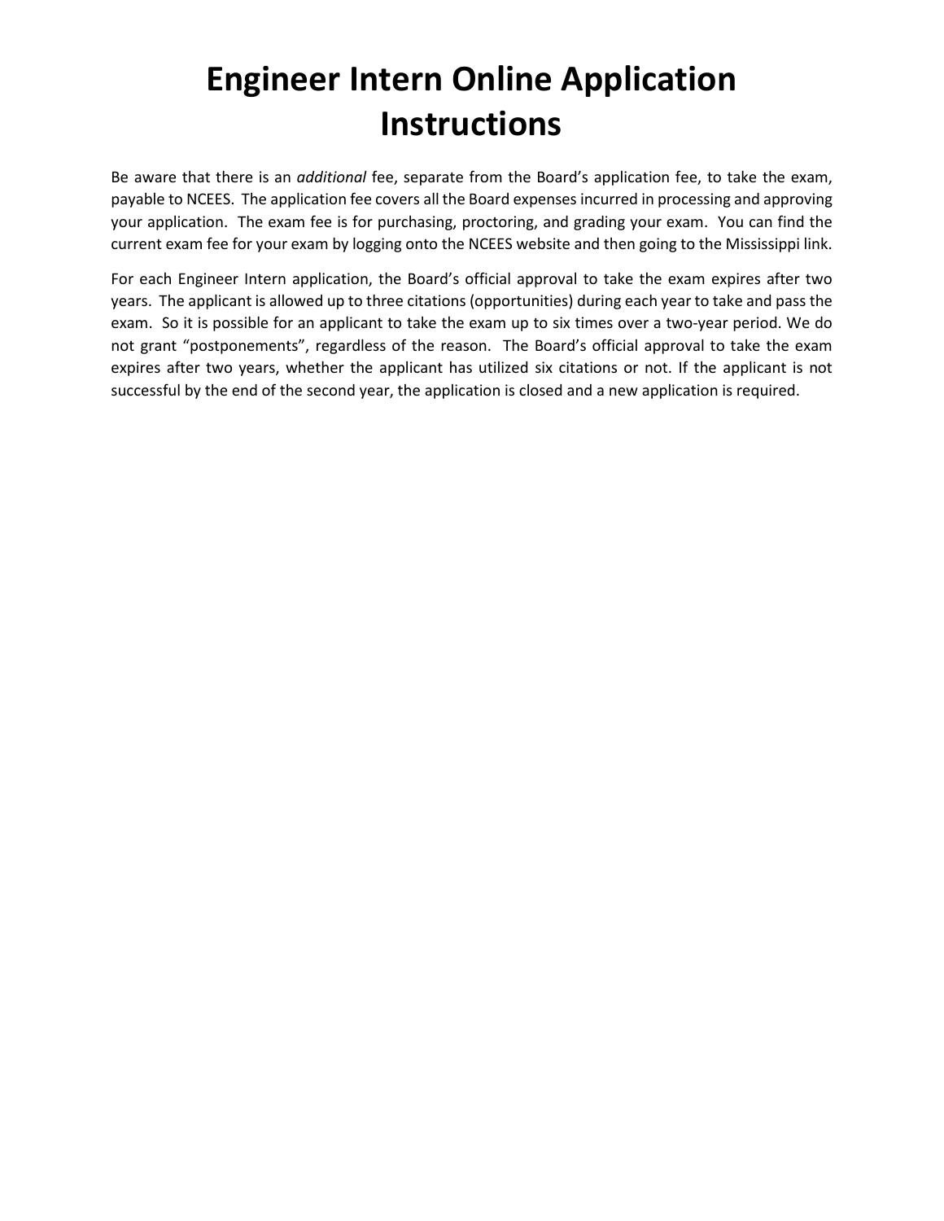# Engineer Intern Online Application Instructions

Be aware that there is an *additional* fee, separate from the Board's application fee, to take the exam, payable to NCEES. The application fee covers all the Board expenses incurred in processing and approving your application. The exam fee is for purchasing, proctoring, and grading your exam. You can find the current exam fee for your exam by logging onto the NCEES website and then going to the Mississippi link.

For each Engineer Intern application, the Board's official approval to take the exam expires after two years. The applicant is allowed up to three citations (opportunities) during each year to take and pass the exam. So it is possible for an applicant to take the exam up to six times over a two-year period. We do not grant "postponements", regardless of the reason. The Board's official approval to take the exam expires after two years, whether the applicant has utilized six citations or not. If the applicant is not successful by the end of the second year, the application is closed and a new application is required.